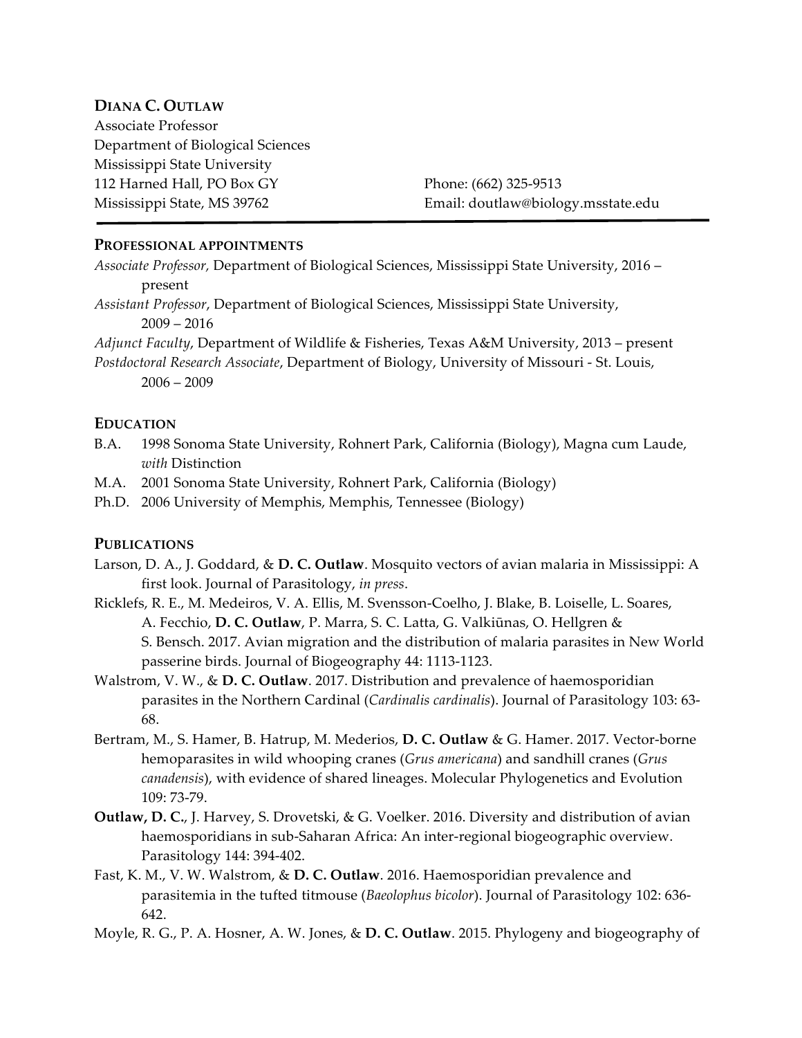**DIANA C. OUTLAW**
Associate Professor
Department of Biological Sciences
Mississippi State University
112 Harned Hall, PO Box GY
Mississippi State, MS 39762

Phone: (662) 325-9513
Email: doutlaw@biology.msstate.edu

---

## PROFESSIONAL APPOINTMENTS

*Associate Professor*, Department of Biological Sciences, Mississippi State University, 2016 – present

*Assistant Professor*, Department of Biological Sciences, Mississippi State University, 2009 – 2016

*Adjunct Faculty*, Department of Wildlife & Fisheries, Texas A&M University, 2013 – present

*Postdoctoral Research Associate*, Department of Biology, University of Missouri - St. Louis, 2006 – 2009

## EDUCATION

B.A. 1998 Sonoma State University, Rohnert Park, California (Biology), Magna cum Laude, *with* Distinction

M.A. 2001 Sonoma State University, Rohnert Park, California (Biology)

Ph.D. 2006 University of Memphis, Memphis, Tennessee (Biology)

## PUBLICATIONS

Larson, D. A., J. Goddard, & **D. C. Outlaw**. Mosquito vectors of avian malaria in Mississippi: A first look. Journal of Parasitology, *in press*.

Ricklefs, R. E., M. Medeiros, V. A. Ellis, M. Svensson-Coelho, J. Blake, B. Loiselle, L. Soares, A. Fecchio, **D. C. Outlaw**, P. Marra, S. C. Latta, G. Valkiūnas, O. Hellgren & S. Bensch. 2017. Avian migration and the distribution of malaria parasites in New World passerine birds. Journal of Biogeography 44: 1113-1123.

Walstrom, V. W., & **D. C. Outlaw**. 2017. Distribution and prevalence of haemosporidian parasites in the Northern Cardinal (*Cardinalis cardinalis*). Journal of Parasitology 103: 63-68.

Bertram, M., S. Hamer, B. Hatrup, M. Mederios, **D. C. Outlaw** & G. Hamer. 2017. Vector-borne hemoparasites in wild whooping cranes (*Grus americana*) and sandhill cranes (*Grus canadensis*), with evidence of shared lineages. Molecular Phylogenetics and Evolution 109: 73-79.

**Outlaw, D. C.**, J. Harvey, S. Drovetski, & G. Voelker. 2016. Diversity and distribution of avian haemosporidians in sub-Saharan Africa: An inter-regional biogeographic overview. Parasitology 144: 394-402.

Fast, K. M., V. W. Walstrom, & **D. C. Outlaw**. 2016. Haemosporidian prevalence and parasitemia in the tufted titmouse (*Baeolophus bicolor*). Journal of Parasitology 102: 636-642.

Moyle, R. G., P. A. Hosner, A. W. Jones, & **D. C. Outlaw**. 2015. Phylogeny and biogeography of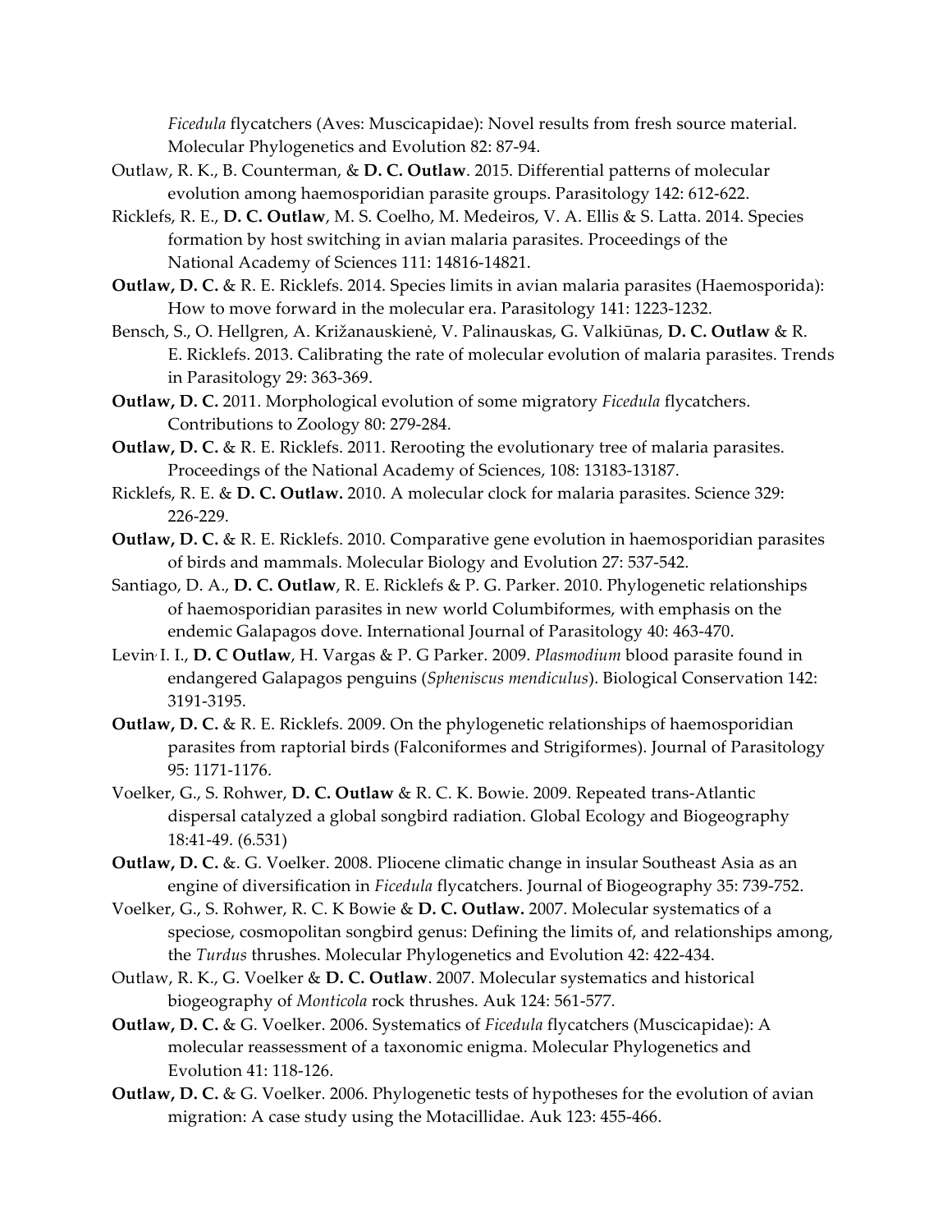*Ficedula* flycatchers (Aves: Muscicapidae): Novel results from fresh source material. Molecular Phylogenetics and Evolution 82: 87-94.

Outlaw, R. K., B. Counterman, & **D. C. Outlaw**. 2015. Differential patterns of molecular evolution among haemosporidian parasite groups. Parasitology 142: 612-622.

Ricklefs, R. E., **D. C. Outlaw**, M. S. Coelho, M. Medeiros, V. A. Ellis & S. Latta. 2014. Species formation by host switching in avian malaria parasites. Proceedings of the National Academy of Sciences 111: 14816-14821.

**Outlaw, D. C.** & R. E. Ricklefs. 2014. Species limits in avian malaria parasites (Haemosporida): How to move forward in the molecular era. Parasitology 141: 1223-1232.

Bensch, S., O. Hellgren, A. Križanauskienė, V. Palinauskas, G. Valkiūnas, **D. C. Outlaw** & R. E. Ricklefs. 2013. Calibrating the rate of molecular evolution of malaria parasites. Trends in Parasitology 29: 363-369.

**Outlaw, D. C.** 2011. Morphological evolution of some migratory *Ficedula* flycatchers. Contributions to Zoology 80: 279-284.

**Outlaw, D. C.** & R. E. Ricklefs. 2011. Rerooting the evolutionary tree of malaria parasites. Proceedings of the National Academy of Sciences, 108: 13183-13187.

Ricklefs, R. E. & **D. C. Outlaw.** 2010. A molecular clock for malaria parasites. Science 329: 226-229.

**Outlaw, D. C.** & R. E. Ricklefs. 2010. Comparative gene evolution in haemosporidian parasites of birds and mammals. Molecular Biology and Evolution 27: 537-542.

Santiago, D. A., **D. C. Outlaw**, R. E. Ricklefs & P. G. Parker. 2010. Phylogenetic relationships of haemosporidian parasites in new world Columbiformes, with emphasis on the endemic Galapagos dove. International Journal of Parasitology 40: 463-470.

Levin, I. I., **D. C Outlaw**, H. Vargas & P. G Parker. 2009. *Plasmodium* blood parasite found in endangered Galapagos penguins (*Spheniscus mendiculus*). Biological Conservation 142: 3191-3195.

**Outlaw, D. C.** & R. E. Ricklefs. 2009. On the phylogenetic relationships of haemosporidian parasites from raptorial birds (Falconiformes and Strigiformes). Journal of Parasitology 95: 1171-1176.

Voelker, G., S. Rohwer, **D. C. Outlaw** & R. C. K. Bowie. 2009. Repeated trans-Atlantic dispersal catalyzed a global songbird radiation. Global Ecology and Biogeography 18:41-49. (6.531)

**Outlaw, D. C.** &. G. Voelker. 2008. Pliocene climatic change in insular Southeast Asia as an engine of diversification in *Ficedula* flycatchers. Journal of Biogeography 35: 739-752.

Voelker, G., S. Rohwer, R. C. K Bowie & **D. C. Outlaw.** 2007. Molecular systematics of a speciose, cosmopolitan songbird genus: Defining the limits of, and relationships among, the *Turdus* thrushes. Molecular Phylogenetics and Evolution 42: 422-434.

Outlaw, R. K., G. Voelker & **D. C. Outlaw**. 2007. Molecular systematics and historical biogeography of *Monticola* rock thrushes. Auk 124: 561-577.

**Outlaw, D. C.** & G. Voelker. 2006. Systematics of *Ficedula* flycatchers (Muscicapidae): A molecular reassessment of a taxonomic enigma. Molecular Phylogenetics and Evolution 41: 118-126.

**Outlaw, D. C.** & G. Voelker. 2006. Phylogenetic tests of hypotheses for the evolution of avian migration: A case study using the Motacillidae. Auk 123: 455-466.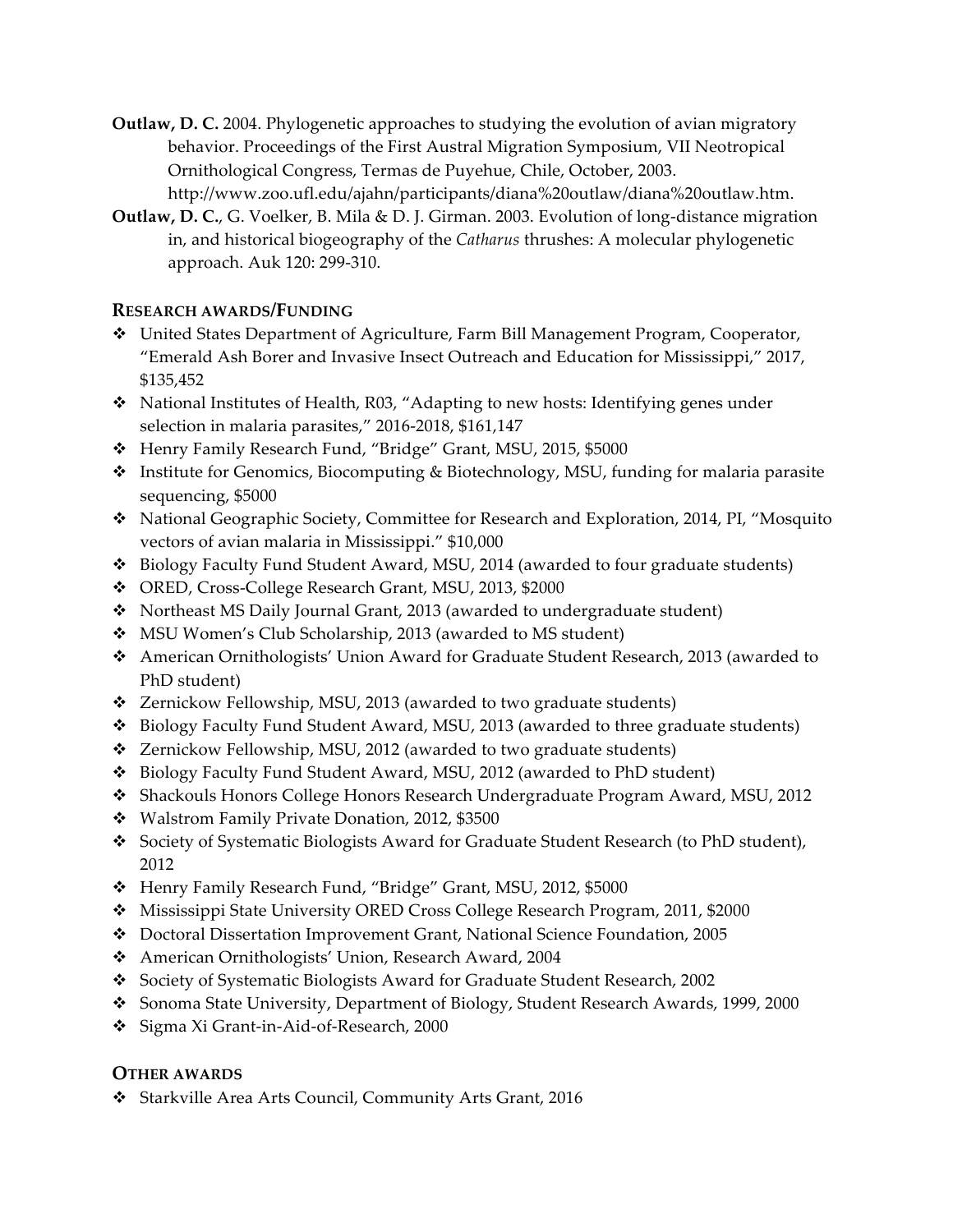**Outlaw, D. C.** 2004. Phylogenetic approaches to studying the evolution of avian migratory behavior. Proceedings of the First Austral Migration Symposium, VII Neotropical Ornithological Congress, Termas de Puyehue, Chile, October, 2003. http://www.zoo.ufl.edu/ajahn/participants/diana%20outlaw/diana%20outlaw.htm.

**Outlaw, D. C.**, G. Voelker, B. Mila & D. J. Girman. 2003. Evolution of long-distance migration in, and historical biogeography of the *Catharus* thrushes: A molecular phylogenetic approach. Auk 120: 299-310.

## RESEARCH AWARDS/FUNDING

- United States Department of Agriculture, Farm Bill Management Program, Cooperator, "Emerald Ash Borer and Invasive Insect Outreach and Education for Mississippi," 2017, $135,452
- National Institutes of Health, R03, "Adapting to new hosts: Identifying genes under selection in malaria parasites," 2016-2018, $161,147
- Henry Family Research Fund, "Bridge" Grant, MSU, 2015, $5000
- Institute for Genomics, Biocomputing & Biotechnology, MSU, funding for malaria parasite sequencing, $5000
- National Geographic Society, Committee for Research and Exploration, 2014, PI, "Mosquito vectors of avian malaria in Mississippi." $10,000
- Biology Faculty Fund Student Award, MSU, 2014 (awarded to four graduate students)
- ORED, Cross-College Research Grant, MSU, 2013, $2000
- Northeast MS Daily Journal Grant, 2013 (awarded to undergraduate student)
- MSU Women's Club Scholarship, 2013 (awarded to MS student)
- American Ornithologists' Union Award for Graduate Student Research, 2013 (awarded to PhD student)
- Zernickow Fellowship, MSU, 2013 (awarded to two graduate students)
- Biology Faculty Fund Student Award, MSU, 2013 (awarded to three graduate students)
- Zernickow Fellowship, MSU, 2012 (awarded to two graduate students)
- Biology Faculty Fund Student Award, MSU, 2012 (awarded to PhD student)
- Shackouls Honors College Honors Research Undergraduate Program Award, MSU, 2012
- Walstrom Family Private Donation, 2012, $3500
- Society of Systematic Biologists Award for Graduate Student Research (to PhD student), 2012
- Henry Family Research Fund, "Bridge" Grant, MSU, 2012, $5000
- Mississippi State University ORED Cross College Research Program, 2011, $2000
- Doctoral Dissertation Improvement Grant, National Science Foundation, 2005
- American Ornithologists' Union, Research Award, 2004
- Society of Systematic Biologists Award for Graduate Student Research, 2002
- Sonoma State University, Department of Biology, Student Research Awards, 1999, 2000
- Sigma Xi Grant-in-Aid-of-Research, 2000

## OTHER AWARDS

- Starkville Area Arts Council, Community Arts Grant, 2016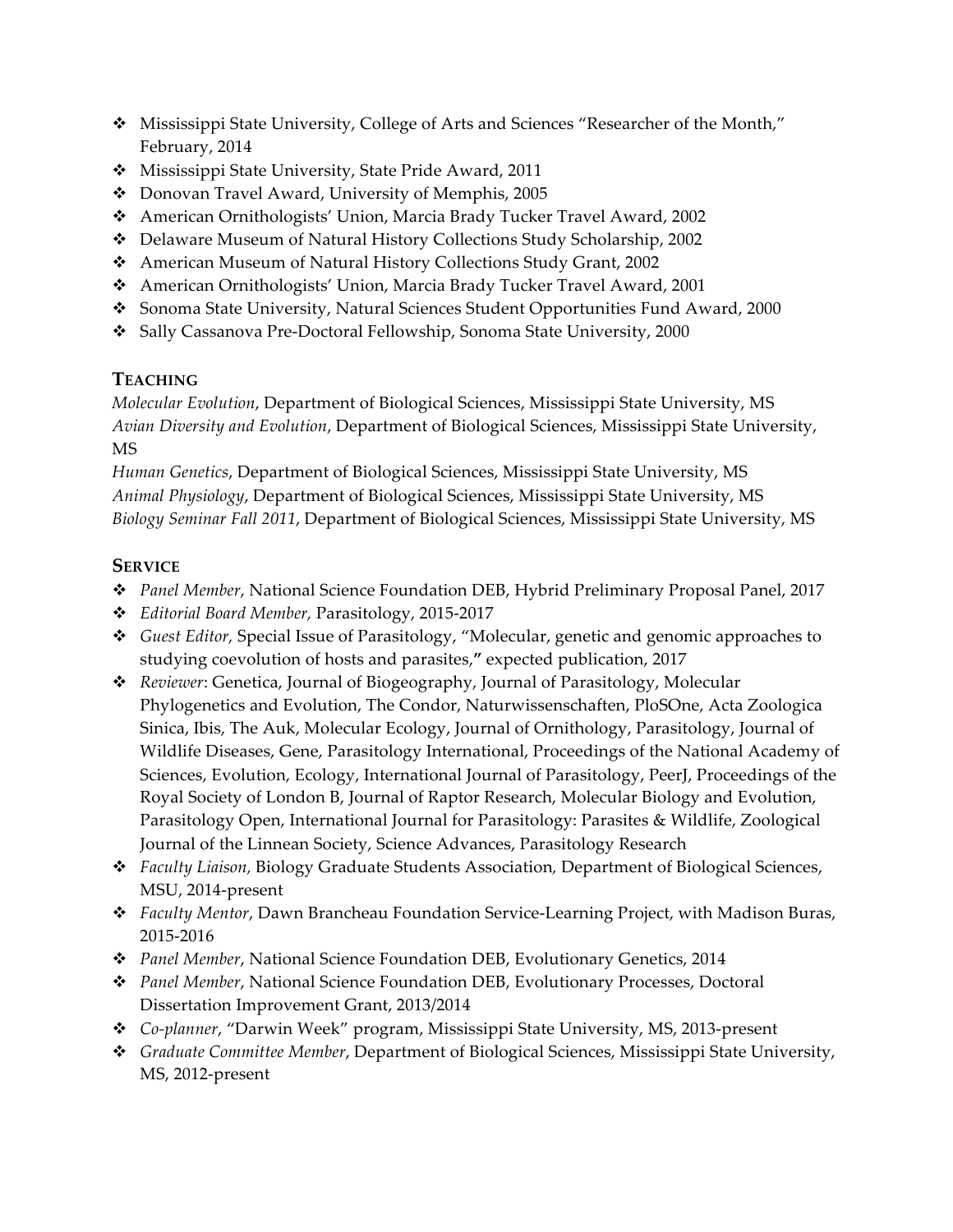- Mississippi State University, College of Arts and Sciences "Researcher of the Month," February, 2014
- Mississippi State University, State Pride Award, 2011
- Donovan Travel Award, University of Memphis, 2005
- American Ornithologists' Union, Marcia Brady Tucker Travel Award, 2002
- Delaware Museum of Natural History Collections Study Scholarship, 2002
- American Museum of Natural History Collections Study Grant, 2002
- American Ornithologists' Union, Marcia Brady Tucker Travel Award, 2001
- Sonoma State University, Natural Sciences Student Opportunities Fund Award, 2000
- Sally Cassanova Pre-Doctoral Fellowship, Sonoma State University, 2000

## TEACHING

*Molecular Evolution*, Department of Biological Sciences, Mississippi State University, MS
*Avian Diversity and Evolution*, Department of Biological Sciences, Mississippi State University, MS
*Human Genetics*, Department of Biological Sciences, Mississippi State University, MS
*Animal Physiology*, Department of Biological Sciences, Mississippi State University, MS
*Biology Seminar Fall 2011*, Department of Biological Sciences, Mississippi State University, MS

## SERVICE

- *Panel Member*, National Science Foundation DEB, Hybrid Preliminary Proposal Panel, 2017
- *Editorial Board Member,* Parasitology, 2015-2017
- *Guest Editor,* Special Issue of Parasitology, "Molecular, genetic and genomic approaches to studying coevolution of hosts and parasites," expected publication, 2017
- *Reviewer*: Genetica, Journal of Biogeography, Journal of Parasitology, Molecular Phylogenetics and Evolution, The Condor, Naturwissenschaften, PloSOne, Acta Zoologica Sinica, Ibis, The Auk, Molecular Ecology, Journal of Ornithology, Parasitology, Journal of Wildlife Diseases, Gene, Parasitology International, Proceedings of the National Academy of Sciences, Evolution, Ecology, International Journal of Parasitology, PeerJ, Proceedings of the Royal Society of London B, Journal of Raptor Research, Molecular Biology and Evolution, Parasitology Open, International Journal for Parasitology: Parasites & Wildlife, Zoological Journal of the Linnean Society, Science Advances, Parasitology Research
- *Faculty Liaison,* Biology Graduate Students Association*,* Department of Biological Sciences, MSU, 2014-present
- *Faculty Mentor*, Dawn Brancheau Foundation Service-Learning Project, with Madison Buras, 2015-2016
- *Panel Member*, National Science Foundation DEB, Evolutionary Genetics, 2014
- *Panel Member*, National Science Foundation DEB, Evolutionary Processes, Doctoral Dissertation Improvement Grant, 2013/2014
- *Co-planner*, "Darwin Week" program, Mississippi State University, MS, 2013-present
- *Graduate Committee Member*, Department of Biological Sciences, Mississippi State University, MS, 2012-present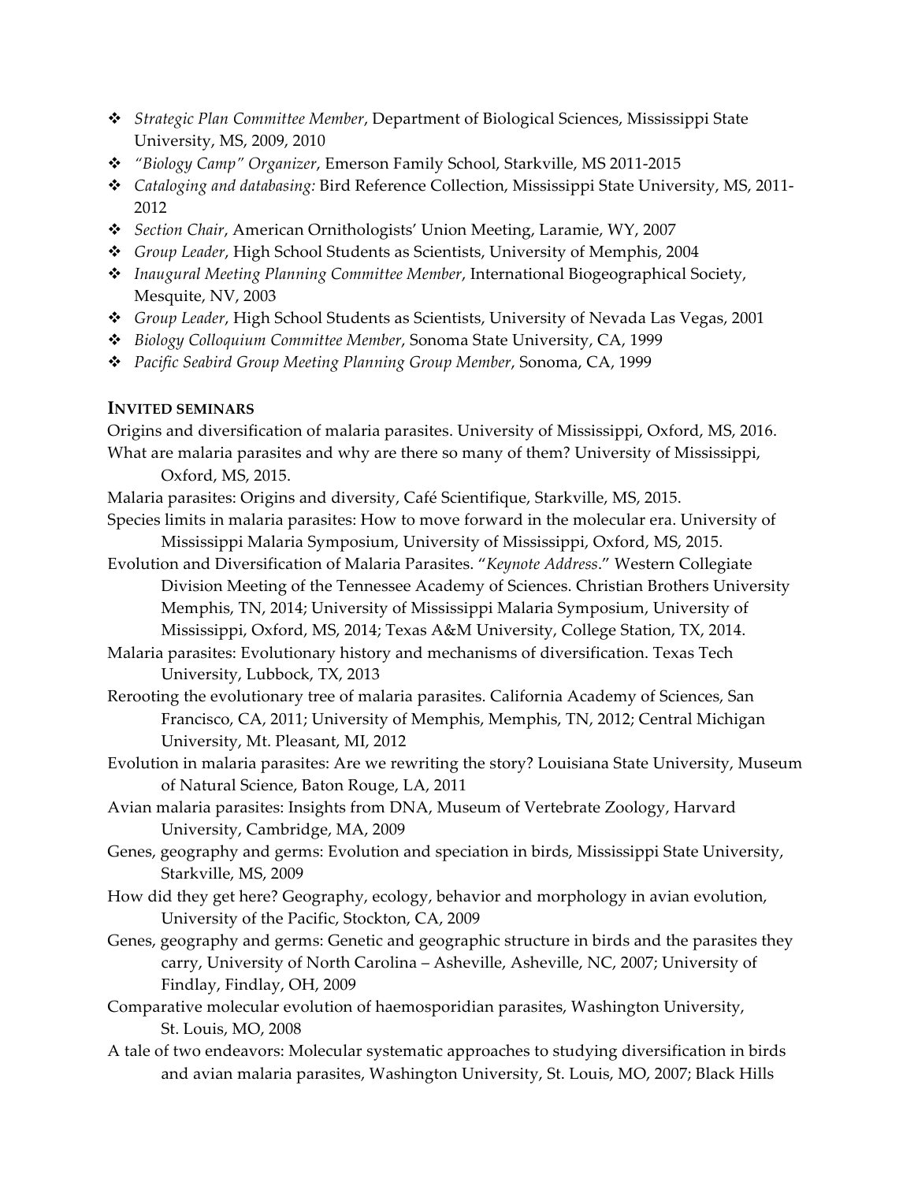- *Strategic Plan Committee Member*, Department of Biological Sciences, Mississippi State University, MS, 2009, 2010
- *"Biology Camp" Organizer*, Emerson Family School, Starkville, MS 2011-2015
- *Cataloging and databasing:* Bird Reference Collection, Mississippi State University, MS, 2011-2012
- *Section Chair*, American Ornithologists' Union Meeting, Laramie, WY, 2007
- *Group Leader*, High School Students as Scientists, University of Memphis, 2004
- *Inaugural Meeting Planning Committee Member*, International Biogeographical Society, Mesquite, NV, 2003
- *Group Leader*, High School Students as Scientists, University of Nevada Las Vegas, 2001
- *Biology Colloquium Committee Member*, Sonoma State University, CA, 1999
- *Pacific Seabird Group Meeting Planning Group Member*, Sonoma, CA, 1999

## INVITED SEMINARS

Origins and diversification of malaria parasites. University of Mississippi, Oxford, MS, 2016.

What are malaria parasites and why are there so many of them? University of Mississippi, Oxford, MS, 2015.

Malaria parasites: Origins and diversity, Café Scientifique, Starkville, MS, 2015.

Species limits in malaria parasites: How to move forward in the molecular era. University of Mississippi Malaria Symposium, University of Mississippi, Oxford, MS, 2015.

Evolution and Diversification of Malaria Parasites. "*Keynote Address*." Western Collegiate Division Meeting of the Tennessee Academy of Sciences. Christian Brothers University Memphis, TN, 2014; University of Mississippi Malaria Symposium, University of Mississippi, Oxford, MS, 2014; Texas A&M University, College Station, TX, 2014.

Malaria parasites: Evolutionary history and mechanisms of diversification. Texas Tech University, Lubbock, TX, 2013

Rerooting the evolutionary tree of malaria parasites. California Academy of Sciences, San Francisco, CA, 2011; University of Memphis, Memphis, TN, 2012; Central Michigan University, Mt. Pleasant, MI, 2012

Evolution in malaria parasites: Are we rewriting the story? Louisiana State University, Museum of Natural Science, Baton Rouge, LA, 2011

Avian malaria parasites: Insights from DNA, Museum of Vertebrate Zoology, Harvard University, Cambridge, MA, 2009

Genes, geography and germs: Evolution and speciation in birds, Mississippi State University, Starkville, MS, 2009

How did they get here? Geography, ecology, behavior and morphology in avian evolution, University of the Pacific, Stockton, CA, 2009

Genes, geography and germs: Genetic and geographic structure in birds and the parasites they carry, University of North Carolina – Asheville, Asheville, NC, 2007; University of Findlay, Findlay, OH, 2009

Comparative molecular evolution of haemosporidian parasites, Washington University, St. Louis, MO, 2008

A tale of two endeavors: Molecular systematic approaches to studying diversification in birds and avian malaria parasites, Washington University, St. Louis, MO, 2007; Black Hills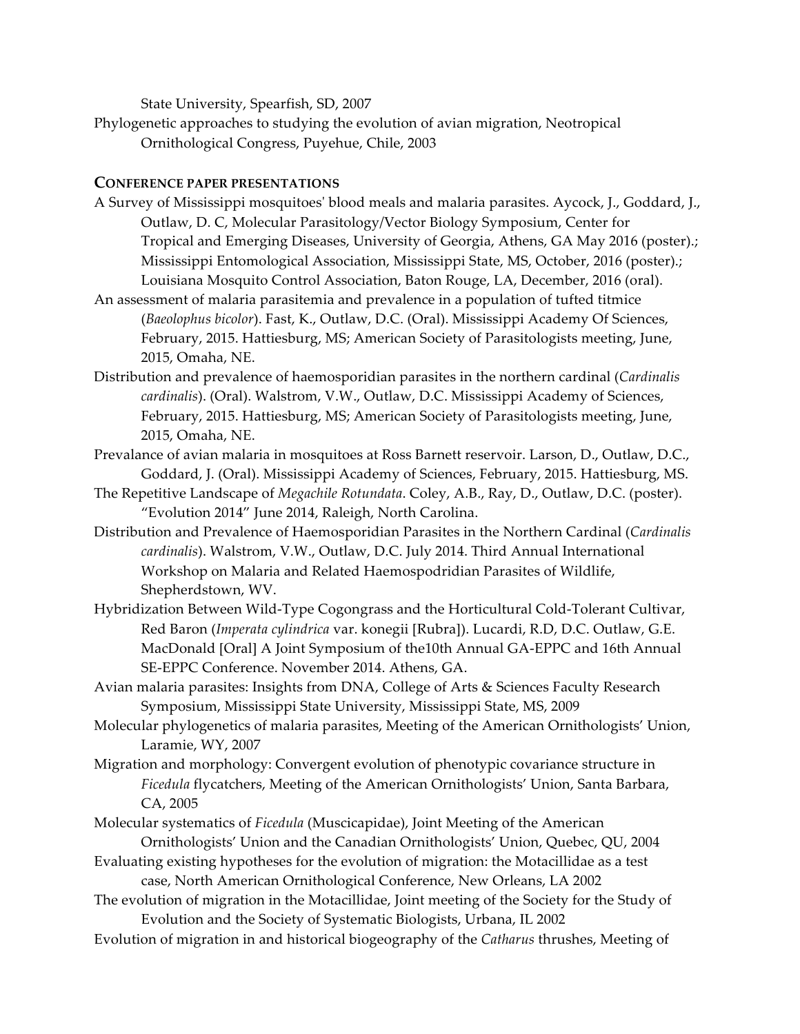State University, Spearfish, SD, 2007

Phylogenetic approaches to studying the evolution of avian migration, Neotropical Ornithological Congress, Puyehue, Chile, 2003

## CONFERENCE PAPER PRESENTATIONS

A Survey of Mississippi mosquitoes' blood meals and malaria parasites. Aycock, J., Goddard, J., Outlaw, D. C, Molecular Parasitology/Vector Biology Symposium, Center for Tropical and Emerging Diseases, University of Georgia, Athens, GA May 2016 (poster).; Mississippi Entomological Association, Mississippi State, MS, October, 2016 (poster).; Louisiana Mosquito Control Association, Baton Rouge, LA, December, 2016 (oral).

An assessment of malaria parasitemia and prevalence in a population of tufted titmice (*Baeolophus bicolor*). Fast, K., Outlaw, D.C. (Oral). Mississippi Academy Of Sciences, February, 2015. Hattiesburg, MS; American Society of Parasitologists meeting, June, 2015, Omaha, NE.

Distribution and prevalence of haemosporidian parasites in the northern cardinal (*Cardinalis cardinalis*). (Oral). Walstrom, V.W., Outlaw, D.C. Mississippi Academy of Sciences, February, 2015. Hattiesburg, MS; American Society of Parasitologists meeting, June, 2015, Omaha, NE.

Prevalance of avian malaria in mosquitoes at Ross Barnett reservoir. Larson, D., Outlaw, D.C., Goddard, J. (Oral). Mississippi Academy of Sciences, February, 2015. Hattiesburg, MS.

The Repetitive Landscape of *Megachile Rotundata*. Coley, A.B., Ray, D., Outlaw, D.C. (poster). "Evolution 2014" June 2014, Raleigh, North Carolina.

Distribution and Prevalence of Haemosporidian Parasites in the Northern Cardinal (*Cardinalis cardinalis*). Walstrom, V.W., Outlaw, D.C. July 2014. Third Annual International Workshop on Malaria and Related Haemospodridian Parasites of Wildlife, Shepherdstown, WV.

Hybridization Between Wild-Type Cogongrass and the Horticultural Cold-Tolerant Cultivar, Red Baron (*Imperata cylindrica* var. konegii [Rubra]). Lucardi, R.D, D.C. Outlaw, G.E. MacDonald [Oral] A Joint Symposium of the10th Annual GA-EPPC and 16th Annual SE-EPPC Conference. November 2014. Athens, GA.

Avian malaria parasites: Insights from DNA, College of Arts & Sciences Faculty Research Symposium, Mississippi State University, Mississippi State, MS, 2009

Molecular phylogenetics of malaria parasites, Meeting of the American Ornithologists' Union, Laramie, WY, 2007

Migration and morphology: Convergent evolution of phenotypic covariance structure in *Ficedula* flycatchers, Meeting of the American Ornithologists' Union, Santa Barbara, CA, 2005

Molecular systematics of *Ficedula* (Muscicapidae), Joint Meeting of the American Ornithologists' Union and the Canadian Ornithologists' Union, Quebec, QU, 2004

Evaluating existing hypotheses for the evolution of migration: the Motacillidae as a test case, North American Ornithological Conference, New Orleans, LA 2002

The evolution of migration in the Motacillidae, Joint meeting of the Society for the Study of Evolution and the Society of Systematic Biologists, Urbana, IL 2002

Evolution of migration in and historical biogeography of the *Catharus* thrushes, Meeting of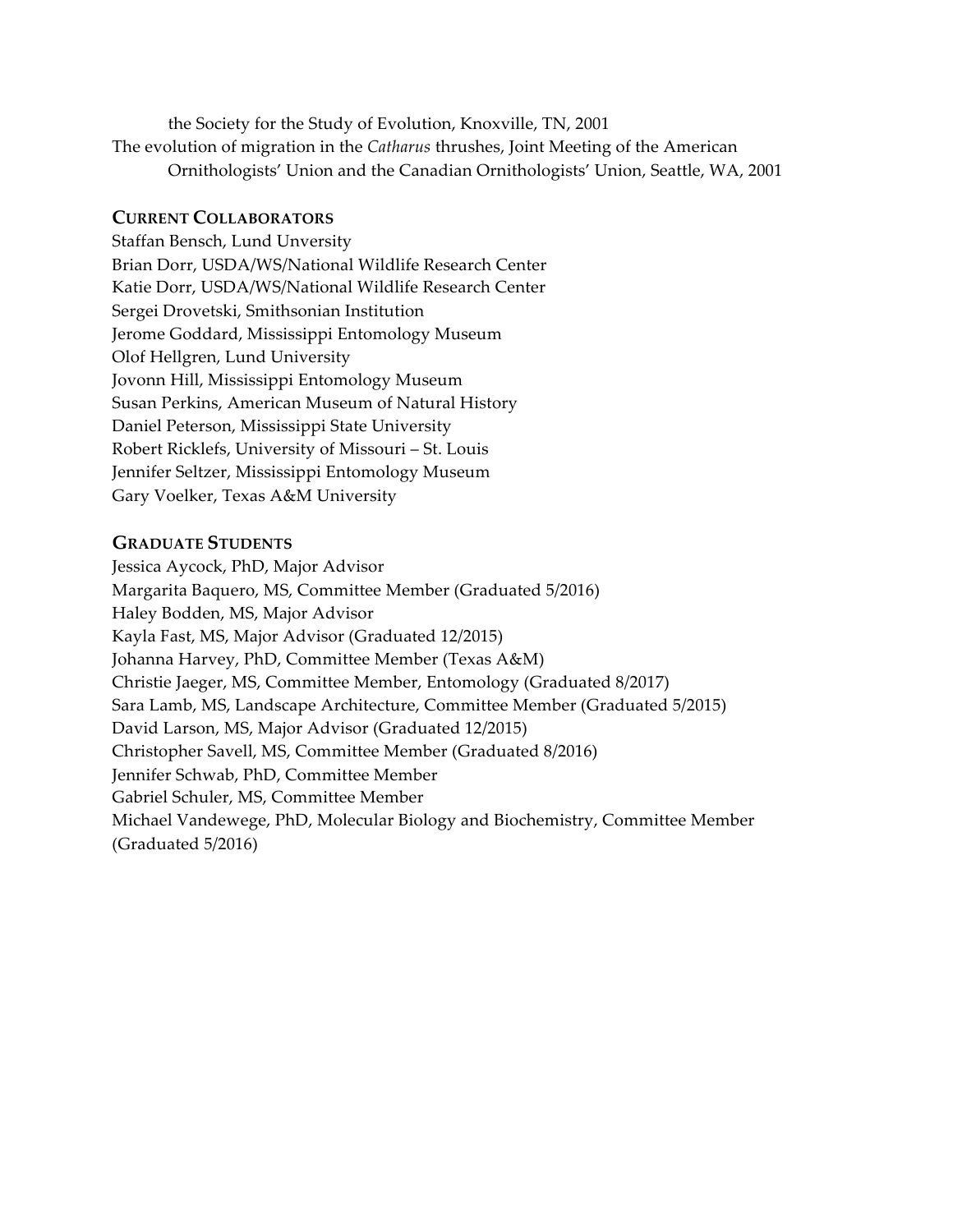the Society for the Study of Evolution, Knoxville, TN, 2001

The evolution of migration in the *Catharus* thrushes, Joint Meeting of the American Ornithologists' Union and the Canadian Ornithologists' Union, Seattle, WA, 2001

## CURRENT COLLABORATORS

Staffan Bensch, Lund Unversity
Brian Dorr, USDA/WS/National Wildlife Research Center
Katie Dorr, USDA/WS/National Wildlife Research Center
Sergei Drovetski, Smithsonian Institution
Jerome Goddard, Mississippi Entomology Museum
Olof Hellgren, Lund University
Jovonn Hill, Mississippi Entomology Museum
Susan Perkins, American Museum of Natural History
Daniel Peterson, Mississippi State University
Robert Ricklefs, University of Missouri – St. Louis
Jennifer Seltzer, Mississippi Entomology Museum
Gary Voelker, Texas A&M University

## GRADUATE STUDENTS

Jessica Aycock, PhD, Major Advisor
Margarita Baquero, MS, Committee Member (Graduated 5/2016)
Haley Bodden, MS, Major Advisor
Kayla Fast, MS, Major Advisor (Graduated 12/2015)
Johanna Harvey, PhD, Committee Member (Texas A&M)
Christie Jaeger, MS, Committee Member, Entomology (Graduated 8/2017)
Sara Lamb, MS, Landscape Architecture, Committee Member (Graduated 5/2015)
David Larson, MS, Major Advisor (Graduated 12/2015)
Christopher Savell, MS, Committee Member (Graduated 8/2016)
Jennifer Schwab, PhD, Committee Member
Gabriel Schuler, MS, Committee Member
Michael Vandewege, PhD, Molecular Biology and Biochemistry, Committee Member (Graduated 5/2016)